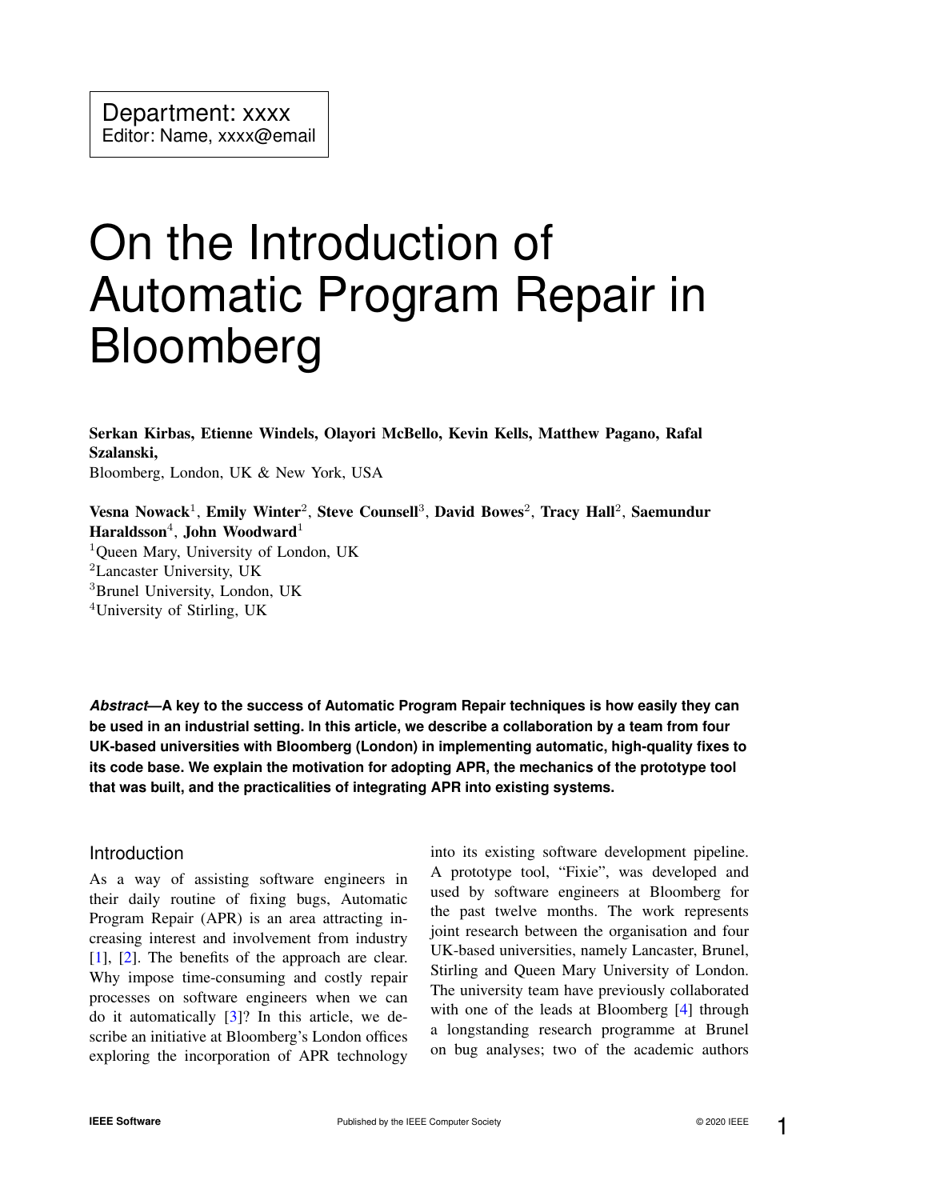Department: xxxx
Editor: Name, xxxx@email

# On the Introduction of Automatic Program Repair in Bloomberg

**Serkan Kirbas, Etienne Windels, Olayori McBello, Kevin Kells, Matthew Pagano, Rafal Szalanski,**
Bloomberg, London, UK & New York, USA

**Vesna Nowack**[1], **Emily Winter**[2], **Steve Counsell**[3], **David Bowes**[2], **Tracy Hall**[2], **Saemundur Haraldsson**[4], **John Woodward**[1]
[1]Queen Mary, University of London, UK
[2]Lancaster University, UK
[3]Brunel University, London, UK
[4]University of Stirling, UK

***Abstract*—A key to the success of Automatic Program Repair techniques is how easily they can be used in an industrial setting. In this article, we describe a collaboration by a team from four UK-based universities with Bloomberg (London) in implementing automatic, high-quality fixes to its code base. We explain the motivation for adopting APR, the mechanics of the prototype tool that was built, and the practicalities of integrating APR into existing systems.**

## Introduction

As a way of assisting software engineers in their daily routine of fixing bugs, Automatic Program Repair (APR) is an area attracting increasing interest and involvement from industry [1], [2]. The benefits of the approach are clear. Why impose time-consuming and costly repair processes on software engineers when we can do it automatically [3]? In this article, we describe an initiative at Bloomberg's London offices exploring the incorporation of APR technology into its existing software development pipeline. A prototype tool, "Fixie", was developed and used by software engineers at Bloomberg for the past twelve months. The work represents joint research between the organisation and four UK-based universities, namely Lancaster, Brunel, Stirling and Queen Mary University of London. The university team have previously collaborated with one of the leads at Bloomberg [4] through a longstanding research programme at Brunel on bug analyses; two of the academic authors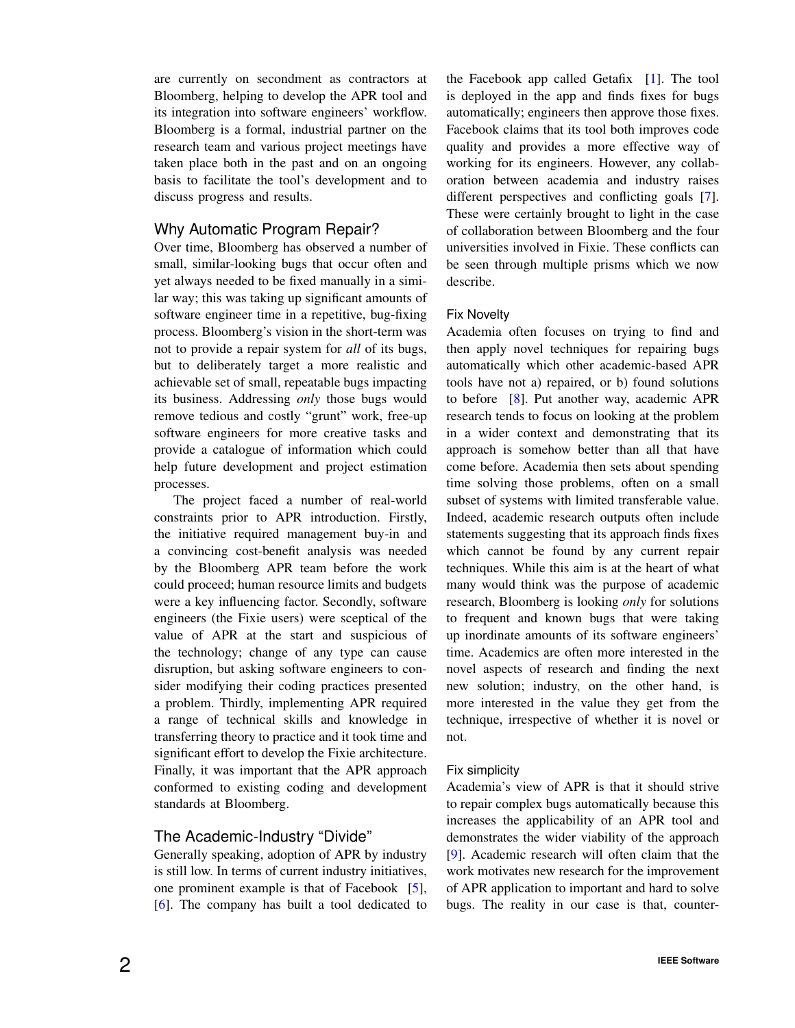are currently on secondment as contractors at Bloomberg, helping to develop the APR tool and its integration into software engineers' workflow. Bloomberg is a formal, industrial partner on the research team and various project meetings have taken place both in the past and on an ongoing basis to facilitate the tool's development and to discuss progress and results.

## Why Automatic Program Repair?

Over time, Bloomberg has observed a number of small, similar-looking bugs that occur often and yet always needed to be fixed manually in a similar way; this was taking up significant amounts of software engineer time in a repetitive, bug-fixing process. Bloomberg's vision in the short-term was not to provide a repair system for *all* of its bugs, but to deliberately target a more realistic and achievable set of small, repeatable bugs impacting its business. Addressing *only* those bugs would remove tedious and costly "grunt" work, free-up software engineers for more creative tasks and provide a catalogue of information which could help future development and project estimation processes.

The project faced a number of real-world constraints prior to APR introduction. Firstly, the initiative required management buy-in and a convincing cost-benefit analysis was needed by the Bloomberg APR team before the work could proceed; human resource limits and budgets were a key influencing factor. Secondly, software engineers (the Fixie users) were sceptical of the value of APR at the start and suspicious of the technology; change of any type can cause disruption, but asking software engineers to consider modifying their coding practices presented a problem. Thirdly, implementing APR required a range of technical skills and knowledge in transferring theory to practice and it took time and significant effort to develop the Fixie architecture. Finally, it was important that the APR approach conformed to existing coding and development standards at Bloomberg.

## The Academic-Industry "Divide"

Generally speaking, adoption of APR by industry is still low. In terms of current industry initiatives, one prominent example is that of Facebook [5], [6]. The company has built a tool dedicated to the Facebook app called Getafix [1]. The tool is deployed in the app and finds fixes for bugs automatically; engineers then approve those fixes. Facebook claims that its tool both improves code quality and provides a more effective way of working for its engineers. However, any collaboration between academia and industry raises different perspectives and conflicting goals [7]. These were certainly brought to light in the case of collaboration between Bloomberg and the four universities involved in Fixie. These conflicts can be seen through multiple prisms which we now describe.

### Fix Novelty

Academia often focuses on trying to find and then apply novel techniques for repairing bugs automatically which other academic-based APR tools have not a) repaired, or b) found solutions to before [8]. Put another way, academic APR research tends to focus on looking at the problem in a wider context and demonstrating that its approach is somehow better than all that have come before. Academia then sets about spending time solving those problems, often on a small subset of systems with limited transferable value. Indeed, academic research outputs often include statements suggesting that its approach finds fixes which cannot be found by any current repair techniques. While this aim is at the heart of what many would think was the purpose of academic research, Bloomberg is looking *only* for solutions to frequent and known bugs that were taking up inordinate amounts of its software engineers' time. Academics are often more interested in the novel aspects of research and finding the next new solution; industry, on the other hand, is more interested in the value they get from the technique, irrespective of whether it is novel or not.

### Fix simplicity

Academia's view of APR is that it should strive to repair complex bugs automatically because this increases the applicability of an APR tool and demonstrates the wider viability of the approach [9]. Academic research will often claim that the work motivates new research for the improvement of APR application to important and hard to solve bugs. The reality in our case is that, counter-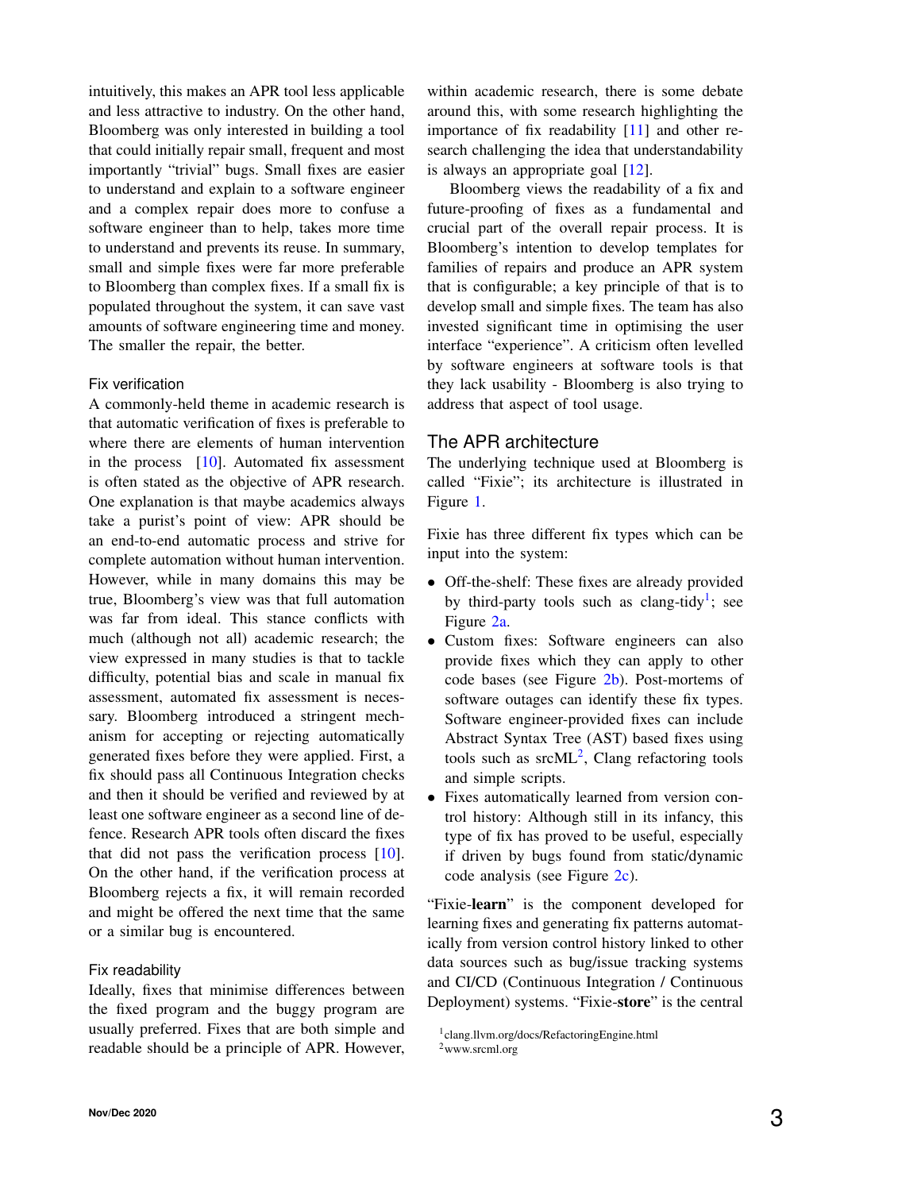intuitively, this makes an APR tool less applicable and less attractive to industry. On the other hand, Bloomberg was only interested in building a tool that could initially repair small, frequent and most importantly "trivial" bugs. Small fixes are easier to understand and explain to a software engineer and a complex repair does more to confuse a software engineer than to help, takes more time to understand and prevents its reuse. In summary, small and simple fixes were far more preferable to Bloomberg than complex fixes. If a small fix is populated throughout the system, it can save vast amounts of software engineering time and money. The smaller the repair, the better.

### Fix verification

A commonly-held theme in academic research is that automatic verification of fixes is preferable to where there are elements of human intervention in the process [10]. Automated fix assessment is often stated as the objective of APR research. One explanation is that maybe academics always take a purist's point of view: APR should be an end-to-end automatic process and strive for complete automation without human intervention. However, while in many domains this may be true, Bloomberg's view was that full automation was far from ideal. This stance conflicts with much (although not all) academic research; the view expressed in many studies is that to tackle difficulty, potential bias and scale in manual fix assessment, automated fix assessment is necessary. Bloomberg introduced a stringent mechanism for accepting or rejecting automatically generated fixes before they were applied. First, a fix should pass all Continuous Integration checks and then it should be verified and reviewed by at least one software engineer as a second line of defence. Research APR tools often discard the fixes that did not pass the verification process [10]. On the other hand, if the verification process at Bloomberg rejects a fix, it will remain recorded and might be offered the next time that the same or a similar bug is encountered.

### Fix readability

Ideally, fixes that minimise differences between the fixed program and the buggy program are usually preferred. Fixes that are both simple and readable should be a principle of APR. However, within academic research, there is some debate around this, with some research highlighting the importance of fix readability [11] and other research challenging the idea that understandability is always an appropriate goal [12].

Bloomberg views the readability of a fix and future-proofing of fixes as a fundamental and crucial part of the overall repair process. It is Bloomberg's intention to develop templates for families of repairs and produce an APR system that is configurable; a key principle of that is to develop small and simple fixes. The team has also invested significant time in optimising the user interface "experience". A criticism often levelled by software engineers at software tools is that they lack usability - Bloomberg is also trying to address that aspect of tool usage.

## The APR architecture

The underlying technique used at Bloomberg is called "Fixie"; its architecture is illustrated in Figure 1.

Fixie has three different fix types which can be input into the system:

- Off-the-shelf: These fixes are already provided by third-party tools such as clang-tidy[1]; see Figure 2a.
- Custom fixes: Software engineers can also provide fixes which they can apply to other code bases (see Figure 2b). Post-mortems of software outages can identify these fix types. Software engineer-provided fixes can include Abstract Syntax Tree (AST) based fixes using tools such as srcML[2], Clang refactoring tools and simple scripts.
- Fixes automatically learned from version control history: Although still in its infancy, this type of fix has proved to be useful, especially if driven by bugs found from static/dynamic code analysis (see Figure 2c).

"Fixie-**learn**" is the component developed for learning fixes and generating fix patterns automatically from version control history linked to other data sources such as bug/issue tracking systems and CI/CD (Continuous Integration / Continuous Deployment) systems. "Fixie-**store**" is the central

[1] clang.llvm.org/docs/RefactoringEngine.html

[2] www.srcml.org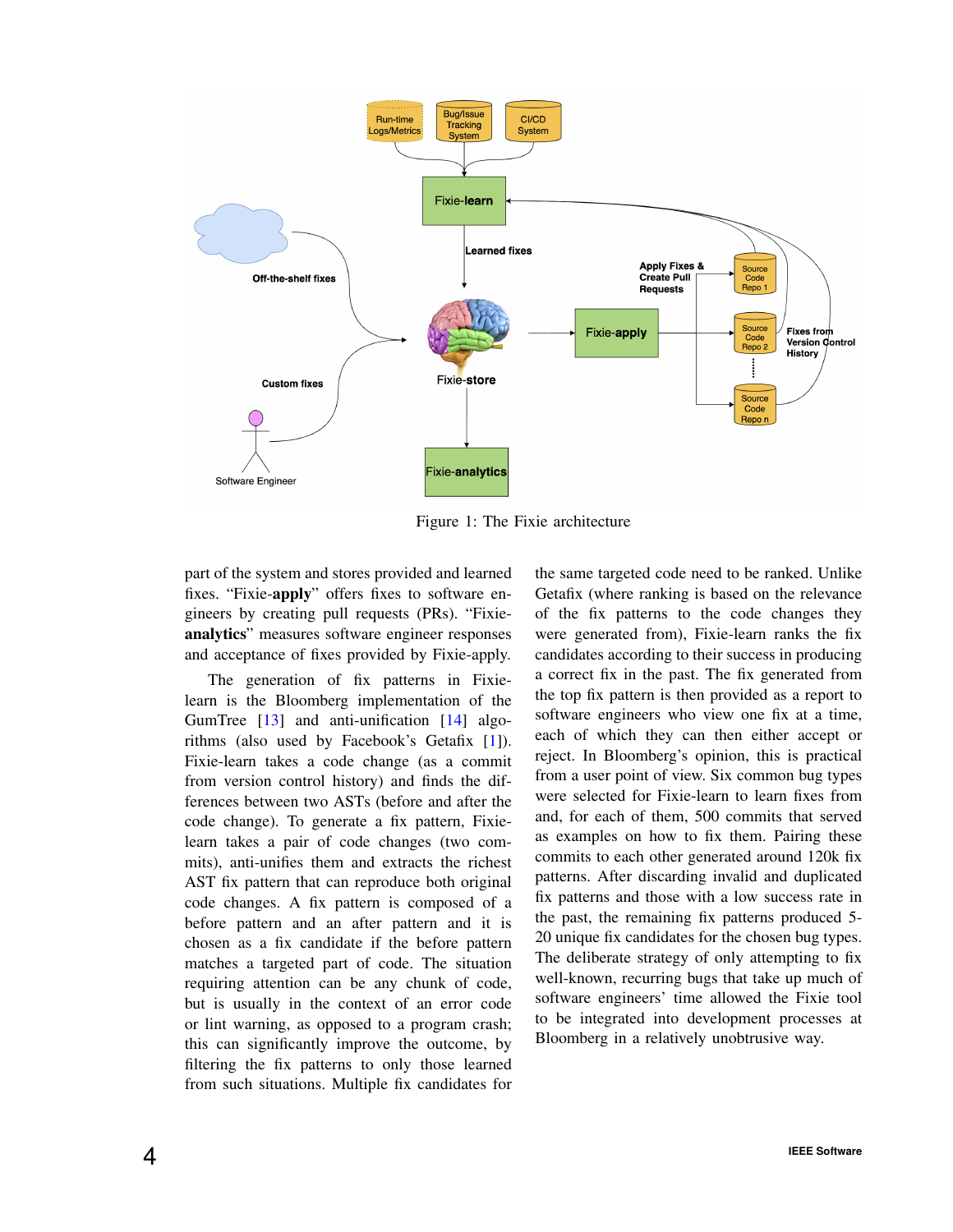Figure 1: The Fixie architecture

part of the system and stores provided and learned fixes. "Fixie-**apply**" offers fixes to software engineers by creating pull requests (PRs). "Fixie-**analytics**" measures software engineer responses and acceptance of fixes provided by Fixie-apply.

The generation of fix patterns in Fixie-learn is the Bloomberg implementation of the GumTree [13] and anti-unification [14] algorithms (also used by Facebook's Getafix [1]). Fixie-learn takes a code change (as a commit from version control history) and finds the differences between two ASTs (before and after the code change). To generate a fix pattern, Fixie-learn takes a pair of code changes (two commits), anti-unifies them and extracts the richest AST fix pattern that can reproduce both original code changes. A fix pattern is composed of a before pattern and an after pattern and it is chosen as a fix candidate if the before pattern matches a targeted part of code. The situation requiring attention can be any chunk of code, but is usually in the context of an error code or lint warning, as opposed to a program crash; this can significantly improve the outcome, by filtering the fix patterns to only those learned from such situations. Multiple fix candidates for the same targeted code need to be ranked. Unlike Getafix (where ranking is based on the relevance of the fix patterns to the code changes they were generated from), Fixie-learn ranks the fix candidates according to their success in producing a correct fix in the past. The fix generated from the top fix pattern is then provided as a report to software engineers who view one fix at a time, each of which they can then either accept or reject. In Bloomberg's opinion, this is practical from a user point of view. Six common bug types were selected for Fixie-learn to learn fixes from and, for each of them, 500 commits that served as examples on how to fix them. Pairing these commits to each other generated around 120k fix patterns. After discarding invalid and duplicated fix patterns and those with a low success rate in the past, the remaining fix patterns produced 5-20 unique fix candidates for the chosen bug types. The deliberate strategy of only attempting to fix well-known, recurring bugs that take up much of software engineers' time allowed the Fixie tool to be integrated into development processes at Bloomberg in a relatively unobtrusive way.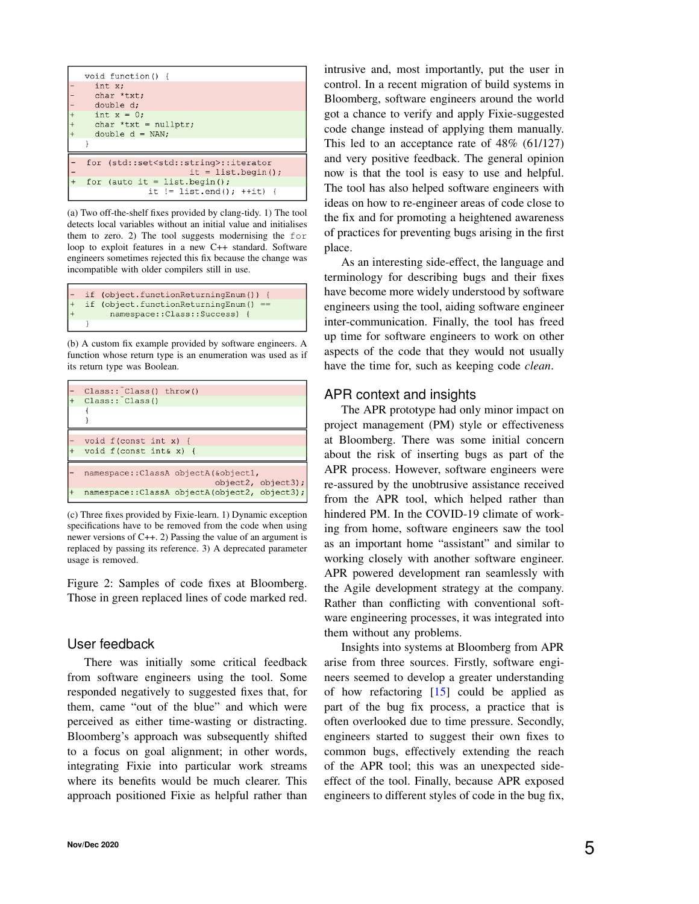```diff
  void function() {
-   int x;
-   char *txt;
-   double d;
+   int x = 0;
+   char *txt = nullptr;
+   double d = NAN;
  }
```

```diff
- for (std::set<std::string>::iterator
-                    it = list.begin();
+ for (auto it = list.begin();
             it != list.end(); ++it) {
```

(a) Two off-the-shelf fixes provided by clang-tidy. 1) The tool detects local variables without an initial value and initialises them to zero. 2) The tool suggests modernising the `for` loop to exploit features in a new C++ standard. Software engineers sometimes rejected this fix because the change was incompatible with older compilers still in use.

```diff
- if (object.functionReturningEnum()) {
+ if (object.functionReturningEnum() ==
+       namespace::Class::Success) {
  }
```

(b) A custom fix example provided by software engineers. A function whose return type is an enumeration was used as if its return type was Boolean.

```diff
- Class::~Class() throw()
+ Class::~Class()
  {
  }
```

```diff
- void f(const int x) {
+ void f(const int& x) {
```

```diff
- namespace::ClassA objectA(&object1,
-                          object2, object3);
+ namespace::ClassA objectA(object2, object3);
```

(c) Three fixes provided by Fixie-learn. 1) Dynamic exception specifications have to be removed from the code when using newer versions of C++. 2) Passing the value of an argument is replaced by passing its reference. 3) A deprecated parameter usage is removed.

Figure 2: Samples of code fixes at Bloomberg. Those in green replaced lines of code marked red.

## User feedback

There was initially some critical feedback from software engineers using the tool. Some responded negatively to suggested fixes that, for them, came "out of the blue" and which were perceived as either time-wasting or distracting. Bloomberg's approach was subsequently shifted to a focus on goal alignment; in other words, integrating Fixie into particular work streams where its benefits would be much clearer. This approach positioned Fixie as helpful rather than intrusive and, most importantly, put the user in control. In a recent migration of build systems in Bloomberg, software engineers around the world got a chance to verify and apply Fixie-suggested code change instead of applying them manually. This led to an acceptance rate of 48% (61/127) and very positive feedback. The general opinion now is that the tool is easy to use and helpful. The tool has also helped software engineers with ideas on how to re-engineer areas of code close to the fix and for promoting a heightened awareness of practices for preventing bugs arising in the first place.

As an interesting side-effect, the language and terminology for describing bugs and their fixes have become more widely understood by software engineers using the tool, aiding software engineer inter-communication. Finally, the tool has freed up time for software engineers to work on other aspects of the code that they would not usually have the time for, such as keeping code *clean*.

## APR context and insights

The APR prototype had only minor impact on project management (PM) style or effectiveness at Bloomberg. There was some initial concern about the risk of inserting bugs as part of the APR process. However, software engineers were re-assured by the unobtrusive assistance received from the APR tool, which helped rather than hindered PM. In the COVID-19 climate of working from home, software engineers saw the tool as an important home "assistant" and similar to working closely with another software engineer. APR powered development ran seamlessly with the Agile development strategy at the company. Rather than conflicting with conventional software engineering processes, it was integrated into them without any problems.

Insights into systems at Bloomberg from APR arise from three sources. Firstly, software engineers seemed to develop a greater understanding of how refactoring [15] could be applied as part of the bug fix process, a practice that is often overlooked due to time pressure. Secondly, engineers started to suggest their own fixes to common bugs, effectively extending the reach of the APR tool; this was an unexpected side-effect of the tool. Finally, because APR exposed engineers to different styles of code in the bug fix,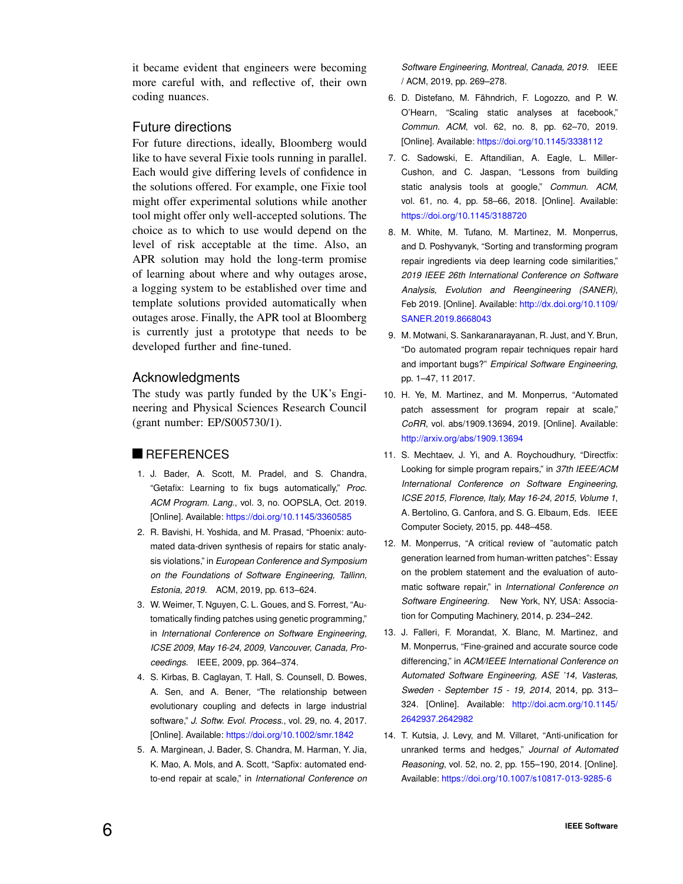it became evident that engineers were becoming more careful with, and reflective of, their own coding nuances.

## Future directions

For future directions, ideally, Bloomberg would like to have several Fixie tools running in parallel. Each would give differing levels of confidence in the solutions offered. For example, one Fixie tool might offer experimental solutions while another tool might offer only well-accepted solutions. The choice as to which to use would depend on the level of risk acceptable at the time. Also, an APR solution may hold the long-term promise of learning about where and why outages arose, a logging system to be established over time and template solutions provided automatically when outages arose. Finally, the APR tool at Bloomberg is currently just a prototype that needs to be developed further and fine-tuned.

## Acknowledgments

The study was partly funded by the UK's Engineering and Physical Sciences Research Council (grant number: EP/S005730/1).

## REFERENCES

1. J. Bader, A. Scott, M. Pradel, and S. Chandra, "Getafix: Learning to fix bugs automatically," *Proc. ACM Program. Lang.*, vol. 3, no. OOPSLA, Oct. 2019. [Online]. Available: https://doi.org/10.1145/3360585
2. R. Bavishi, H. Yoshida, and M. Prasad, "Phoenix: automated data-driven synthesis of repairs for static analysis violations," in *European Conference and Symposium on the Foundations of Software Engineering, Tallinn, Estonia, 2019.* ACM, 2019, pp. 613–624.
3. W. Weimer, T. Nguyen, C. L. Goues, and S. Forrest, "Automatically finding patches using genetic programming," in *International Conference on Software Engineering, ICSE 2009, May 16-24, 2009, Vancouver, Canada, Proceedings.* IEEE, 2009, pp. 364–374.
4. S. Kirbas, B. Caglayan, T. Hall, S. Counsell, D. Bowes, A. Sen, and A. Bener, "The relationship between evolutionary coupling and defects in large industrial software," *J. Softw. Evol. Process.*, vol. 29, no. 4, 2017. [Online]. Available: https://doi.org/10.1002/smr.1842
5. A. Marginean, J. Bader, S. Chandra, M. Harman, Y. Jia, K. Mao, A. Mols, and A. Scott, "Sapfix: automated end-to-end repair at scale," in *International Conference on Software Engineering, Montreal, Canada, 2019.* IEEE / ACM, 2019, pp. 269–278.
6. D. Distefano, M. Fähndrich, F. Logozzo, and P. W. O'Hearn, "Scaling static analyses at facebook," *Commun. ACM*, vol. 62, no. 8, pp. 62–70, 2019. [Online]. Available: https://doi.org/10.1145/3338112
7. C. Sadowski, E. Aftandilian, A. Eagle, L. Miller-Cushon, and C. Jaspan, "Lessons from building static analysis tools at google," *Commun. ACM*, vol. 61, no. 4, pp. 58–66, 2018. [Online]. Available: https://doi.org/10.1145/3188720
8. M. White, M. Tufano, M. Martinez, M. Monperrus, and D. Poshyvanyk, "Sorting and transforming program repair ingredients via deep learning code similarities," *2019 IEEE 26th International Conference on Software Analysis, Evolution and Reengineering (SANER)*, Feb 2019. [Online]. Available: http://dx.doi.org/10.1109/SANER.2019.8668043
9. M. Motwani, S. Sankaranarayanan, R. Just, and Y. Brun, "Do automated program repair techniques repair hard and important bugs?" *Empirical Software Engineering*, pp. 1–47, 11 2017.
10. H. Ye, M. Martinez, and M. Monperrus, "Automated patch assessment for program repair at scale," *CoRR*, vol. abs/1909.13694, 2019. [Online]. Available: http://arxiv.org/abs/1909.13694
11. S. Mechtaev, J. Yi, and A. Roychoudhury, "Directfix: Looking for simple program repairs," in *37th IEEE/ACM International Conference on Software Engineering, ICSE 2015, Florence, Italy, May 16-24, 2015, Volume 1*, A. Bertolino, G. Canfora, and S. G. Elbaum, Eds. IEEE Computer Society, 2015, pp. 448–458.
12. M. Monperrus, "A critical review of "automatic patch generation learned from human-written patches": Essay on the problem statement and the evaluation of automatic software repair," in *International Conference on Software Engineering.* New York, NY, USA: Association for Computing Machinery, 2014, p. 234–242.
13. J. Falleri, F. Morandat, X. Blanc, M. Martinez, and M. Monperrus, "Fine-grained and accurate source code differencing," in *ACM/IEEE International Conference on Automated Software Engineering, ASE '14, Vasteras, Sweden - September 15 - 19, 2014*, 2014, pp. 313–324. [Online]. Available: http://doi.acm.org/10.1145/2642937.2642982
14. T. Kutsia, J. Levy, and M. Villaret, "Anti-unification for unranked terms and hedges," *Journal of Automated Reasoning*, vol. 52, no. 2, pp. 155–190, 2014. [Online]. Available: https://doi.org/10.1007/s10817-013-9285-6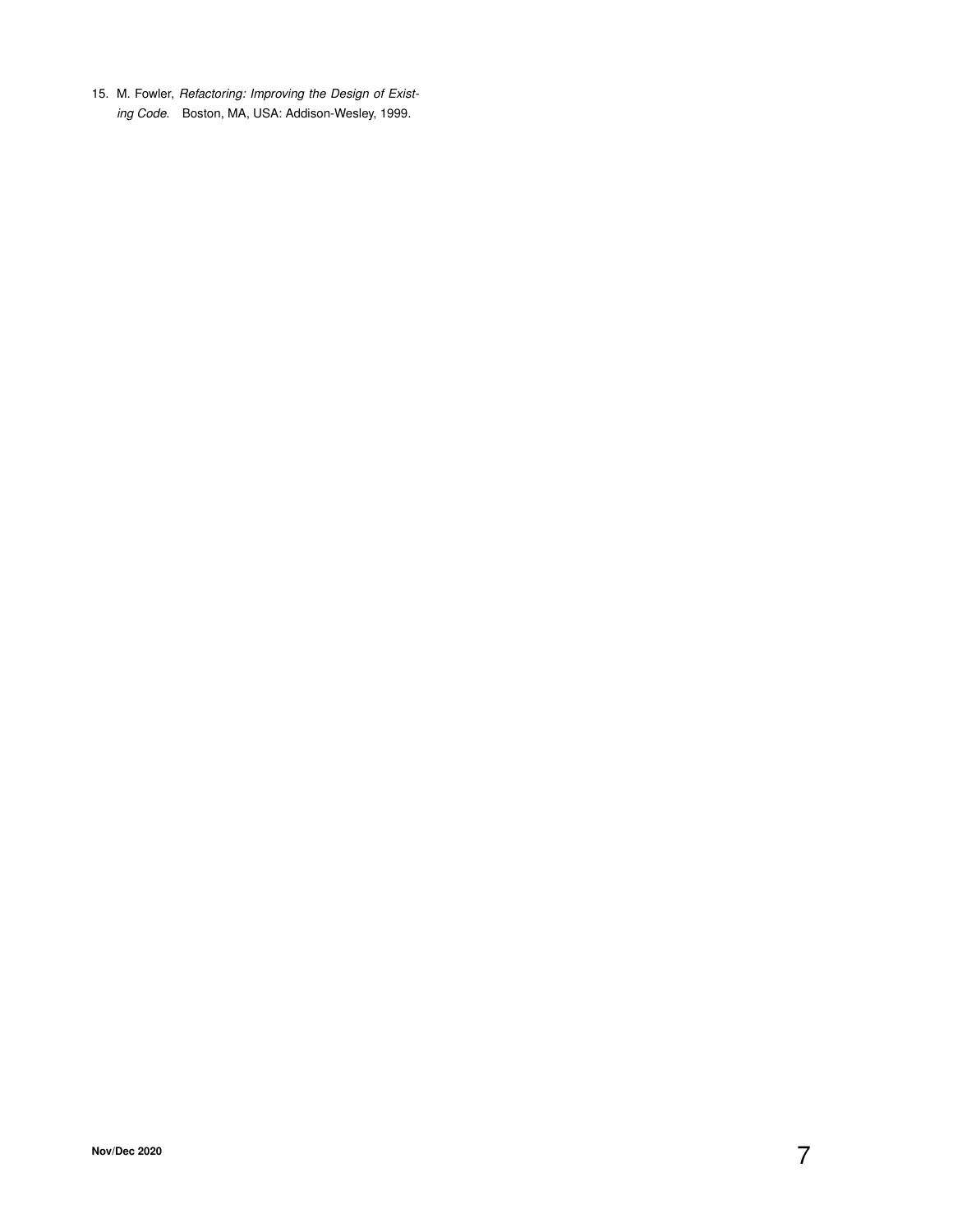15. M. Fowler, *Refactoring: Improving the Design of Existing Code.* Boston, MA, USA: Addison-Wesley, 1999.